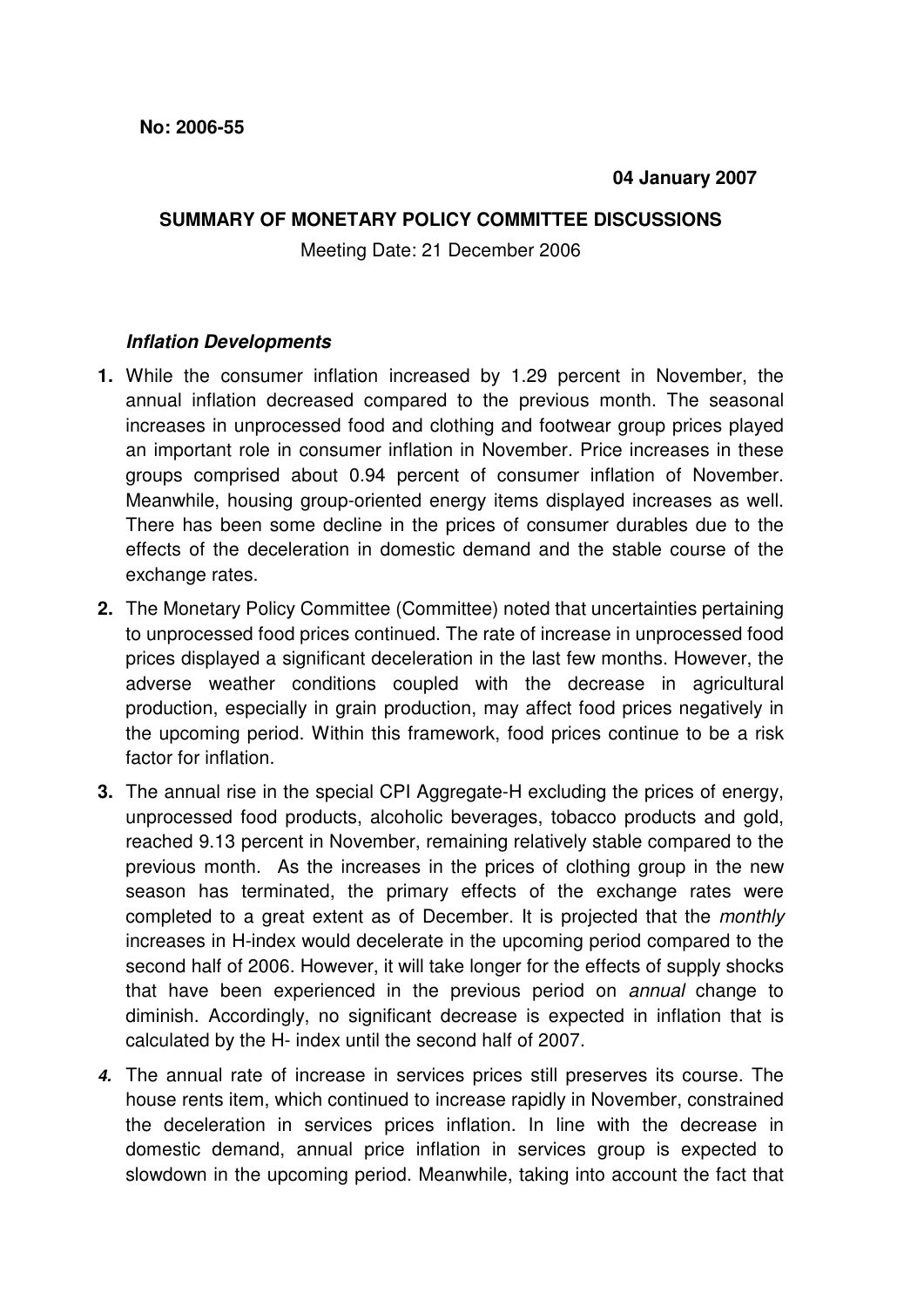**No: 2006-55**

**04 January 2007**

**SUMMARY OF MONETARY POLICY COMMITTEE DISCUSSIONS**

Meeting Date: 21 December 2006

***Inflation Developments***

1. While the consumer inflation increased by 1.29 percent in November, the annual inflation decreased compared to the previous month. The seasonal increases in unprocessed food and clothing and footwear group prices played an important role in consumer inflation in November. Price increases in these groups comprised about 0.94 percent of consumer inflation of November. Meanwhile, housing group-oriented energy items displayed increases as well. There has been some decline in the prices of consumer durables due to the effects of the deceleration in domestic demand and the stable course of the exchange rates.

2. The Monetary Policy Committee (Committee) noted that uncertainties pertaining to unprocessed food prices continued. The rate of increase in unprocessed food prices displayed a significant deceleration in the last few months. However, the adverse weather conditions coupled with the decrease in agricultural production, especially in grain production, may affect food prices negatively in the upcoming period. Within this framework, food prices continue to be a risk factor for inflation.

3. The annual rise in the special CPI Aggregate-H excluding the prices of energy, unprocessed food products, alcoholic beverages, tobacco products and gold, reached 9.13 percent in November, remaining relatively stable compared to the previous month. As the increases in the prices of clothing group in the new season has terminated, the primary effects of the exchange rates were completed to a great extent as of December. It is projected that the *monthly* increases in H-index would decelerate in the upcoming period compared to the second half of 2006. However, it will take longer for the effects of supply shocks that have been experienced in the previous period on *annual* change to diminish. Accordingly, no significant decrease is expected in inflation that is calculated by the H- index until the second half of 2007.

4. The annual rate of increase in services prices still preserves its course. The house rents item, which continued to increase rapidly in November, constrained the deceleration in services prices inflation. In line with the decrease in domestic demand, annual price inflation in services group is expected to slowdown in the upcoming period. Meanwhile, taking into account the fact that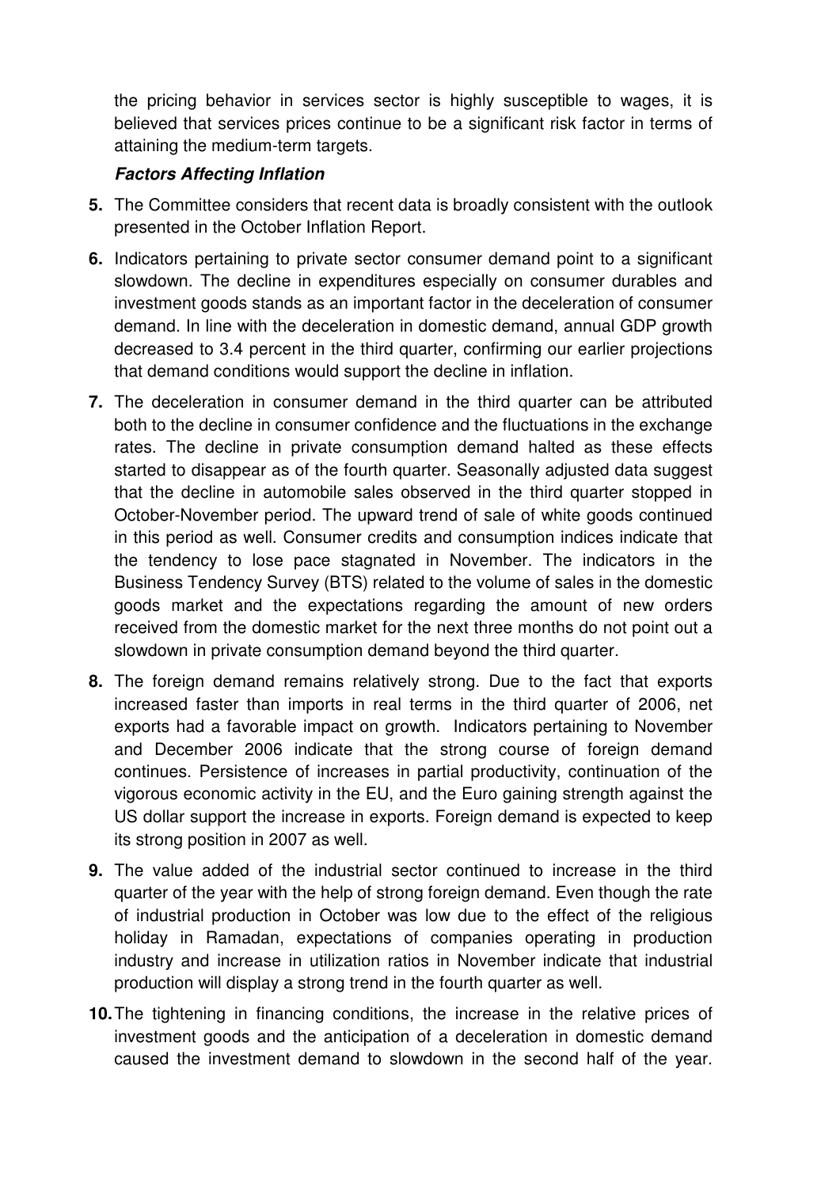the pricing behavior in services sector is highly susceptible to wages, it is believed that services prices continue to be a significant risk factor in terms of attaining the medium-term targets.

***Factors Affecting Inflation***

**5.** The Committee considers that recent data is broadly consistent with the outlook presented in the October Inflation Report.

**6.** Indicators pertaining to private sector consumer demand point to a significant slowdown. The decline in expenditures especially on consumer durables and investment goods stands as an important factor in the deceleration of consumer demand. In line with the deceleration in domestic demand, annual GDP growth decreased to 3.4 percent in the third quarter, confirming our earlier projections that demand conditions would support the decline in inflation.

**7.** The deceleration in consumer demand in the third quarter can be attributed both to the decline in consumer confidence and the fluctuations in the exchange rates. The decline in private consumption demand halted as these effects started to disappear as of the fourth quarter. Seasonally adjusted data suggest that the decline in automobile sales observed in the third quarter stopped in October-November period. The upward trend of sale of white goods continued in this period as well. Consumer credits and consumption indices indicate that the tendency to lose pace stagnated in November. The indicators in the Business Tendency Survey (BTS) related to the volume of sales in the domestic goods market and the expectations regarding the amount of new orders received from the domestic market for the next three months do not point out a slowdown in private consumption demand beyond the third quarter.

**8.** The foreign demand remains relatively strong. Due to the fact that exports increased faster than imports in real terms in the third quarter of 2006, net exports had a favorable impact on growth. Indicators pertaining to November and December 2006 indicate that the strong course of foreign demand continues. Persistence of increases in partial productivity, continuation of the vigorous economic activity in the EU, and the Euro gaining strength against the US dollar support the increase in exports. Foreign demand is expected to keep its strong position in 2007 as well.

**9.** The value added of the industrial sector continued to increase in the third quarter of the year with the help of strong foreign demand. Even though the rate of industrial production in October was low due to the effect of the religious holiday in Ramadan, expectations of companies operating in production industry and increase in utilization ratios in November indicate that industrial production will display a strong trend in the fourth quarter as well.

**10.** The tightening in financing conditions, the increase in the relative prices of investment goods and the anticipation of a deceleration in domestic demand caused the investment demand to slowdown in the second half of the year.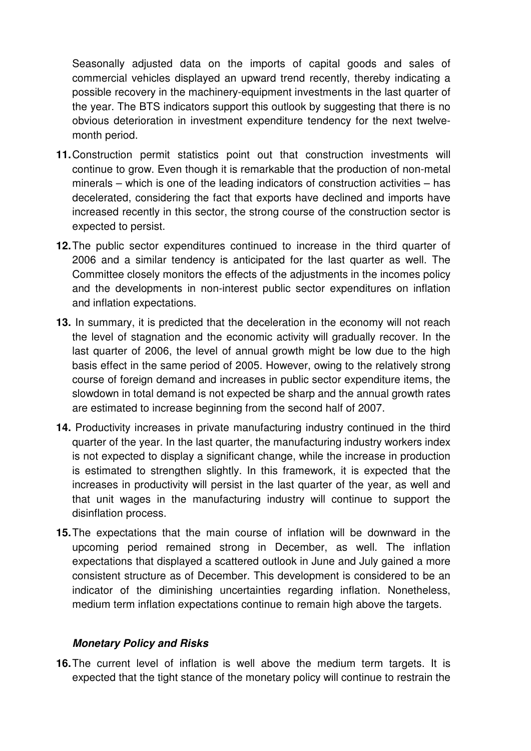Seasonally adjusted data on the imports of capital goods and sales of commercial vehicles displayed an upward trend recently, thereby indicating a possible recovery in the machinery-equipment investments in the last quarter of the year. The BTS indicators support this outlook by suggesting that there is no obvious deterioration in investment expenditure tendency for the next twelve-month period.

**11.** Construction permit statistics point out that construction investments will continue to grow. Even though it is remarkable that the production of non-metal minerals – which is one of the leading indicators of construction activities – has decelerated, considering the fact that exports have declined and imports have increased recently in this sector, the strong course of the construction sector is expected to persist.

**12.** The public sector expenditures continued to increase in the third quarter of 2006 and a similar tendency is anticipated for the last quarter as well. The Committee closely monitors the effects of the adjustments in the incomes policy and the developments in non-interest public sector expenditures on inflation and inflation expectations.

**13.** In summary, it is predicted that the deceleration in the economy will not reach the level of stagnation and the economic activity will gradually recover. In the last quarter of 2006, the level of annual growth might be low due to the high basis effect in the same period of 2005. However, owing to the relatively strong course of foreign demand and increases in public sector expenditure items, the slowdown in total demand is not expected be sharp and the annual growth rates are estimated to increase beginning from the second half of 2007.

**14.** Productivity increases in private manufacturing industry continued in the third quarter of the year. In the last quarter, the manufacturing industry workers index is not expected to display a significant change, while the increase in production is estimated to strengthen slightly. In this framework, it is expected that the increases in productivity will persist in the last quarter of the year, as well and that unit wages in the manufacturing industry will continue to support the disinflation process.

**15.** The expectations that the main course of inflation will be downward in the upcoming period remained strong in December, as well. The inflation expectations that displayed a scattered outlook in June and July gained a more consistent structure as of December. This development is considered to be an indicator of the diminishing uncertainties regarding inflation. Nonetheless, medium term inflation expectations continue to remain high above the targets.

***Monetary Policy and Risks***

**16.** The current level of inflation is well above the medium term targets. It is expected that the tight stance of the monetary policy will continue to restrain the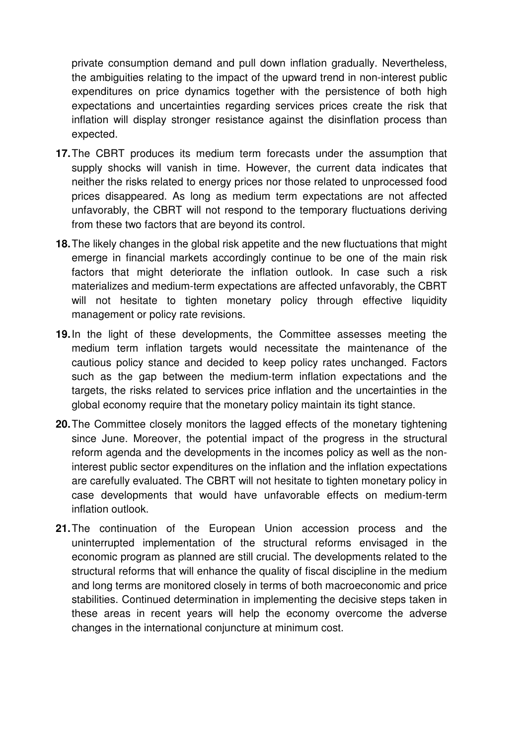private consumption demand and pull down inflation gradually. Nevertheless, the ambiguities relating to the impact of the upward trend in non-interest public expenditures on price dynamics together with the persistence of both high expectations and uncertainties regarding services prices create the risk that inflation will display stronger resistance against the disinflation process than expected.

**17.** The CBRT produces its medium term forecasts under the assumption that supply shocks will vanish in time. However, the current data indicates that neither the risks related to energy prices nor those related to unprocessed food prices disappeared. As long as medium term expectations are not affected unfavorably, the CBRT will not respond to the temporary fluctuations deriving from these two factors that are beyond its control.

**18.** The likely changes in the global risk appetite and the new fluctuations that might emerge in financial markets accordingly continue to be one of the main risk factors that might deteriorate the inflation outlook. In case such a risk materializes and medium-term expectations are affected unfavorably, the CBRT will not hesitate to tighten monetary policy through effective liquidity management or policy rate revisions.

**19.** In the light of these developments, the Committee assesses meeting the medium term inflation targets would necessitate the maintenance of the cautious policy stance and decided to keep policy rates unchanged. Factors such as the gap between the medium-term inflation expectations and the targets, the risks related to services price inflation and the uncertainties in the global economy require that the monetary policy maintain its tight stance.

**20.** The Committee closely monitors the lagged effects of the monetary tightening since June. Moreover, the potential impact of the progress in the structural reform agenda and the developments in the incomes policy as well as the non-interest public sector expenditures on the inflation and the inflation expectations are carefully evaluated. The CBRT will not hesitate to tighten monetary policy in case developments that would have unfavorable effects on medium-term inflation outlook.

**21.** The continuation of the European Union accession process and the uninterrupted implementation of the structural reforms envisaged in the economic program as planned are still crucial. The developments related to the structural reforms that will enhance the quality of fiscal discipline in the medium and long terms are monitored closely in terms of both macroeconomic and price stabilities. Continued determination in implementing the decisive steps taken in these areas in recent years will help the economy overcome the adverse changes in the international conjuncture at minimum cost.